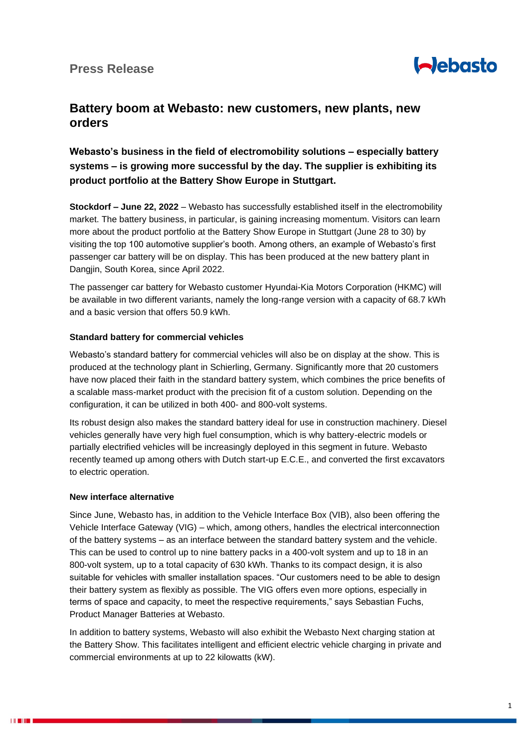Press Release

# Battery boom at Webasto: new customers, new plants, new orders

**Webasto's business in the field of electromobility solutions – especially battery systems – is growing more successful by the day. The supplier is exhibiting its product portfolio at the Battery Show Europe in Stuttgart.**

**Stockdorf – June 22, 2022** – Webasto has successfully established itself in the electromobility market. The battery business, in particular, is gaining increasing momentum. Visitors can learn more about the product portfolio at the Battery Show Europe in Stuttgart (June 28 to 30) by visiting the top 100 automotive supplier's booth. Among others, an example of Webasto's first passenger car battery will be on display. This has been produced at the new battery plant in Dangjin, South Korea, since April 2022.

The passenger car battery for Webasto customer Hyundai-Kia Motors Corporation (HKMC) will be available in two different variants, namely the long-range version with a capacity of 68.7 kWh and a basic version that offers 50.9 kWh.

### Standard battery for commercial vehicles

Webasto's standard battery for commercial vehicles will also be on display at the show. This is produced at the technology plant in Schierling, Germany. Significantly more that 20 customers have now placed their faith in the standard battery system, which combines the price benefits of a scalable mass-market product with the precision fit of a custom solution. Depending on the configuration, it can be utilized in both 400- and 800-volt systems.

Its robust design also makes the standard battery ideal for use in construction machinery. Diesel vehicles generally have very high fuel consumption, which is why battery-electric models or partially electrified vehicles will be increasingly deployed in this segment in future. Webasto recently teamed up among others with Dutch start-up E.C.E., and converted the first excavators to electric operation.

### New interface alternative

Since June, Webasto has, in addition to the Vehicle Interface Box (VIB), also been offering the Vehicle Interface Gateway (VIG) – which, among others, handles the electrical interconnection of the battery systems – as an interface between the standard battery system and the vehicle. This can be used to control up to nine battery packs in a 400-volt system and up to 18 in an 800-volt system, up to a total capacity of 630 kWh. Thanks to its compact design, it is also suitable for vehicles with smaller installation spaces. "Our customers need to be able to design their battery system as flexibly as possible. The VIG offers even more options, especially in terms of space and capacity, to meet the respective requirements," says Sebastian Fuchs, Product Manager Batteries at Webasto.

In addition to battery systems, Webasto will also exhibit the Webasto Next charging station at the Battery Show. This facilitates intelligent and efficient electric vehicle charging in private and commercial environments at up to 22 kilowatts (kW).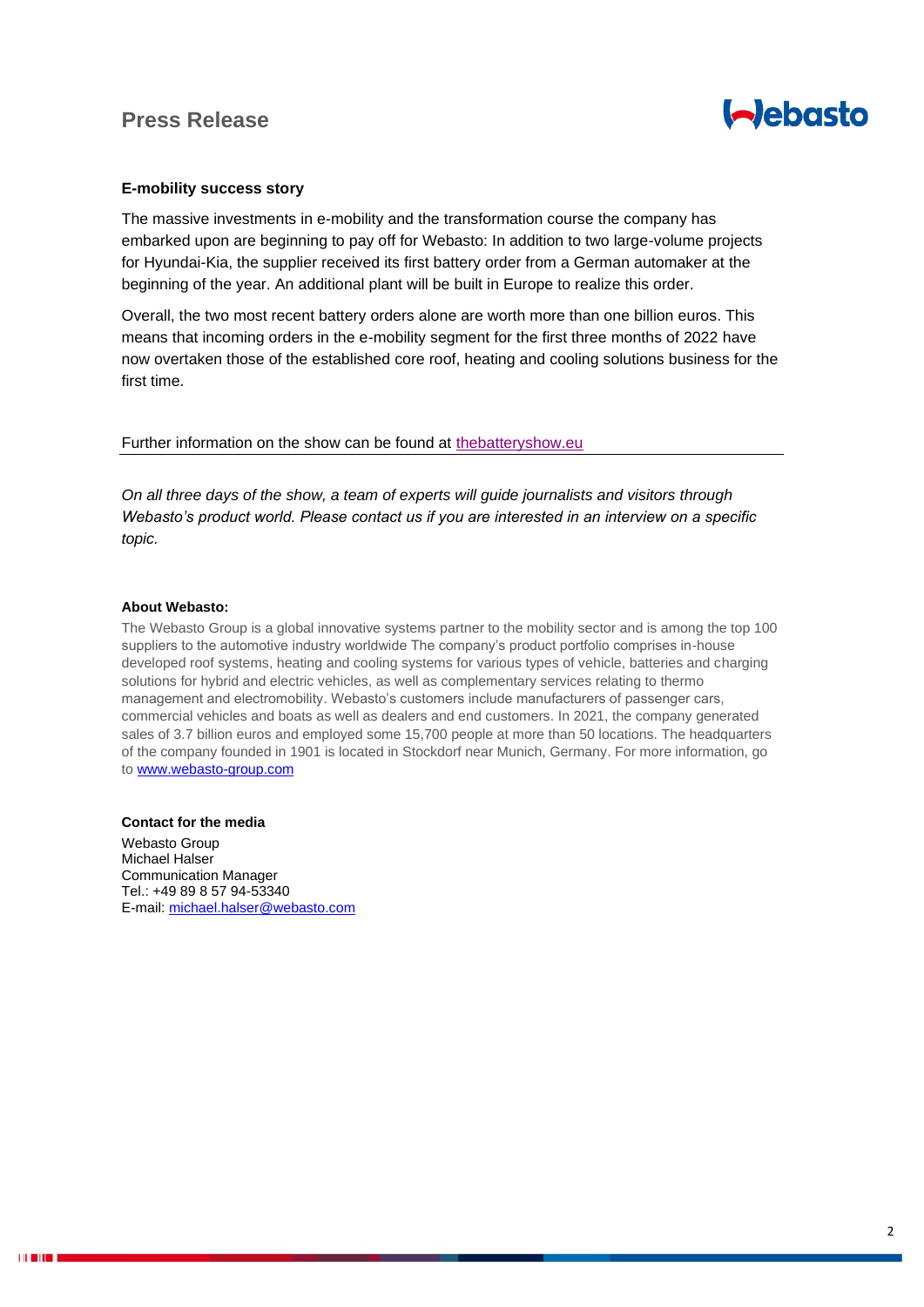### E-mobility success story

The massive investments in e-mobility and the transformation course the company has embarked upon are beginning to pay off for Webasto: In addition to two large-volume projects for Hyundai-Kia, the supplier received its first battery order from a German automaker at the beginning of the year. An additional plant will be built in Europe to realize this order.

Overall, the two most recent battery orders alone are worth more than one billion euros. This means that incoming orders in the e-mobility segment for the first three months of 2022 have now overtaken those of the established core roof, heating and cooling solutions business for the first time.

Further information on the show can be found at [thebatteryshow.eu](thebatteryshow.eu)

---

*On all three days of the show, a team of experts will guide journalists and visitors through Webasto's product world. Please contact us if you are interested in an interview on a specific topic.*

**About Webasto:**

The Webasto Group is a global innovative systems partner to the mobility sector and is among the top 100 suppliers to the automotive industry worldwide The company's product portfolio comprises in-house developed roof systems, heating and cooling systems for various types of vehicle, batteries and charging solutions for hybrid and electric vehicles, as well as complementary services relating to thermo management and electromobility. Webasto's customers include manufacturers of passenger cars, commercial vehicles and boats as well as dealers and end customers. In 2021, the company generated sales of 3.7 billion euros and employed some 15,700 people at more than 50 locations. The headquarters of the company founded in 1901 is located in Stockdorf near Munich, Germany. For more information, go to [www.webasto-group.com](www.webasto-group.com)

**Contact for the media**

Webasto Group
Michael Halser
Communication Manager
Tel.: +49 89 8 57 94-53340
E-mail: [michael.halser@webasto.com](mailto:michael.halser@webasto.com)